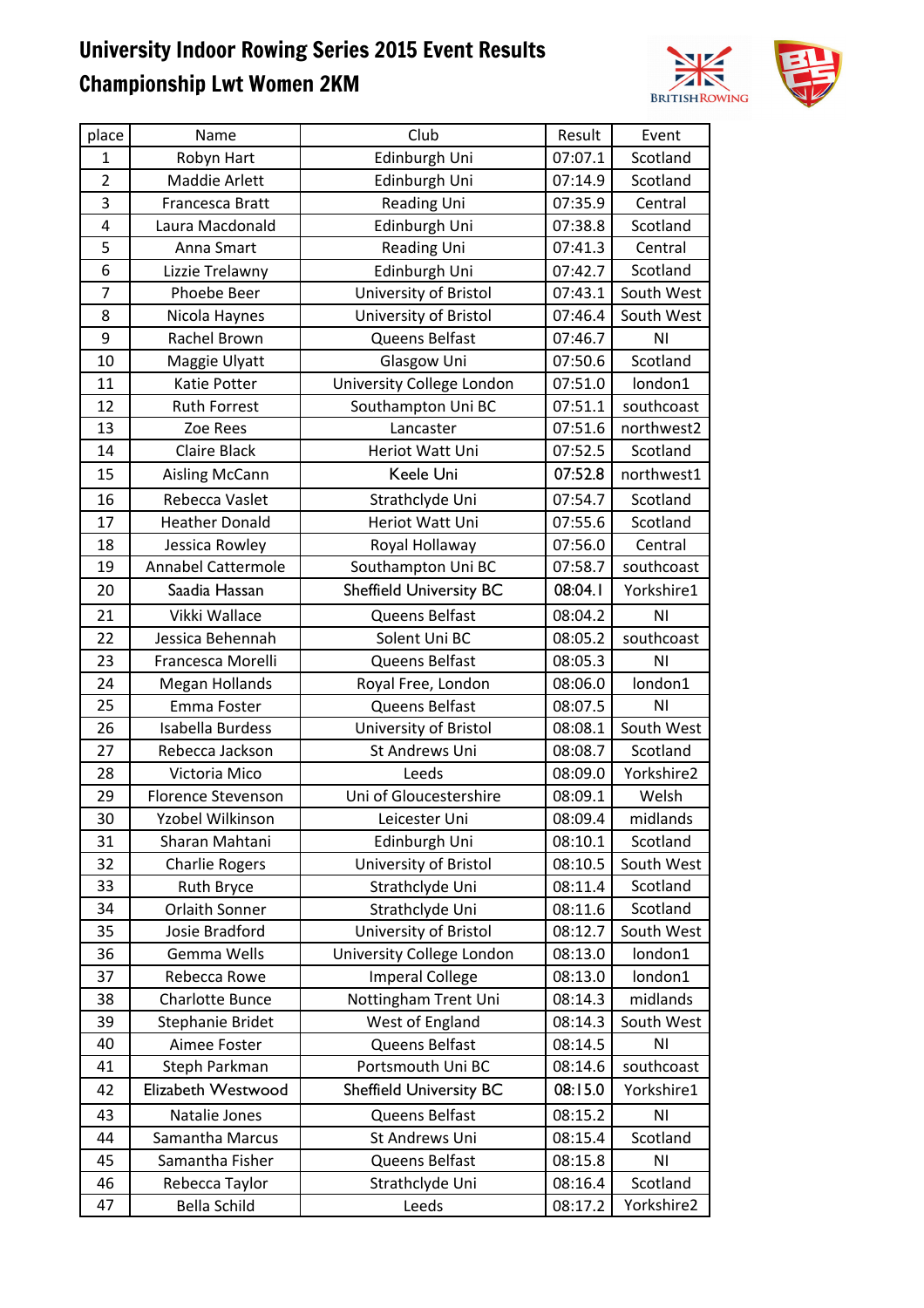# University Indoor Rowing Series 2015 Event Results

## Championship Lwt Women 2KM

| place | Name | Club | Result | Event |
|---|---|---|---|---|
| 1 | Robyn Hart | Edinburgh Uni | 07:07.1 | Scotland |
| 2 | Maddie Arlett | Edinburgh Uni | 07:14.9 | Scotland |
| 3 | Francesca Bratt | Reading Uni | 07:35.9 | Central |
| 4 | Laura Macdonald | Edinburgh Uni | 07:38.8 | Scotland |
| 5 | Anna Smart | Reading Uni | 07:41.3 | Central |
| 6 | Lizzie Trelawny | Edinburgh Uni | 07:42.7 | Scotland |
| 7 | Phoebe Beer | University of Bristol | 07:43.1 | South West |
| 8 | Nicola Haynes | University of Bristol | 07:46.4 | South West |
| 9 | Rachel Brown | Queens Belfast | 07:46.7 | NI |
| 10 | Maggie Ulyatt | Glasgow Uni | 07:50.6 | Scotland |
| 11 | Katie Potter | University College London | 07:51.0 | london1 |
| 12 | Ruth Forrest | Southampton Uni BC | 07:51.1 | southcoast |
| 13 | Zoe Rees | Lancaster | 07:51.6 | northwest2 |
| 14 | Claire Black | Heriot Watt Uni | 07:52.5 | Scotland |
| 15 | Aisling McCann | Keele Uni | 07:52.8 | northwest1 |
| 16 | Rebecca Vaslet | Strathclyde Uni | 07:54.7 | Scotland |
| 17 | Heather Donald | Heriot Watt Uni | 07:55.6 | Scotland |
| 18 | Jessica Rowley | Royal Hollaway | 07:56.0 | Central |
| 19 | Annabel Cattermole | Southampton Uni BC | 07:58.7 | southcoast |
| 20 | Saadia Hassan | Sheffield University BC | 08:04.1 | Yorkshire1 |
| 21 | Vikki Wallace | Queens Belfast | 08:04.2 | NI |
| 22 | Jessica Behennah | Solent Uni BC | 08:05.2 | southcoast |
| 23 | Francesca Morelli | Queens Belfast | 08:05.3 | NI |
| 24 | Megan Hollands | Royal Free, London | 08:06.0 | london1 |
| 25 | Emma Foster | Queens Belfast | 08:07.5 | NI |
| 26 | Isabella Burdess | University of Bristol | 08:08.1 | South West |
| 27 | Rebecca Jackson | St Andrews Uni | 08:08.7 | Scotland |
| 28 | Victoria Mico | Leeds | 08:09.0 | Yorkshire2 |
| 29 | Florence Stevenson | Uni of Gloucestershire | 08:09.1 | Welsh |
| 30 | Yzobel Wilkinson | Leicester Uni | 08:09.4 | midlands |
| 31 | Sharan Mahtani | Edinburgh Uni | 08:10.1 | Scotland |
| 32 | Charlie Rogers | University of Bristol | 08:10.5 | South West |
| 33 | Ruth Bryce | Strathclyde Uni | 08:11.4 | Scotland |
| 34 | Orlaith Sonner | Strathclyde Uni | 08:11.6 | Scotland |
| 35 | Josie Bradford | University of Bristol | 08:12.7 | South West |
| 36 | Gemma Wells | University College London | 08:13.0 | london1 |
| 37 | Rebecca Rowe | Imperal College | 08:13.0 | london1 |
| 38 | Charlotte Bunce | Nottingham Trent Uni | 08:14.3 | midlands |
| 39 | Stephanie Bridet | West of England | 08:14.3 | South West |
| 40 | Aimee Foster | Queens Belfast | 08:14.5 | NI |
| 41 | Steph Parkman | Portsmouth Uni BC | 08:14.6 | southcoast |
| 42 | Elizabeth Westwood | Sheffield University BC | 08:15.0 | Yorkshire1 |
| 43 | Natalie Jones | Queens Belfast | 08:15.2 | NI |
| 44 | Samantha Marcus | St Andrews Uni | 08:15.4 | Scotland |
| 45 | Samantha Fisher | Queens Belfast | 08:15.8 | NI |
| 46 | Rebecca Taylor | Strathclyde Uni | 08:16.4 | Scotland |
| 47 | Bella Schild | Leeds | 08:17.2 | Yorkshire2 |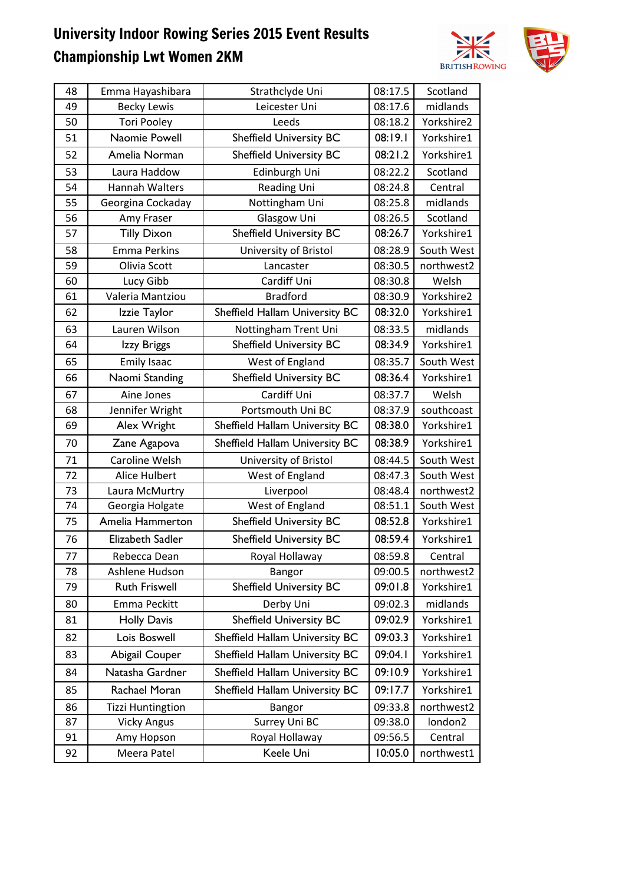# University Indoor Rowing Series 2015 Event Results

## Championship Lwt Women 2KM

| | | | | |
|---|---|---|---|---|
| 48 | Emma Hayashibara | Strathclyde Uni | 08:17.5 | Scotland |
| 49 | Becky Lewis | Leicester Uni | 08:17.6 | midlands |
| 50 | Tori Pooley | Leeds | 08:18.2 | Yorkshire2 |
| 51 | Naomie Powell | Sheffield University BC | 08:19.1 | Yorkshire1 |
| 52 | Amelia Norman | Sheffield University BC | 08:21.2 | Yorkshire1 |
| 53 | Laura Haddow | Edinburgh Uni | 08:22.2 | Scotland |
| 54 | Hannah Walters | Reading Uni | 08:24.8 | Central |
| 55 | Georgina Cockaday | Nottingham Uni | 08:25.8 | midlands |
| 56 | Amy Fraser | Glasgow Uni | 08:26.5 | Scotland |
| 57 | Tilly Dixon | Sheffield University BC | 08:26.7 | Yorkshire1 |
| 58 | Emma Perkins | University of Bristol | 08:28.9 | South West |
| 59 | Olivia Scott | Lancaster | 08:30.5 | northwest2 |
| 60 | Lucy Gibb | Cardiff Uni | 08:30.8 | Welsh |
| 61 | Valeria Mantziou | Bradford | 08:30.9 | Yorkshire2 |
| 62 | Izzie Taylor | Sheffield Hallam University BC | 08:32.0 | Yorkshire1 |
| 63 | Lauren Wilson | Nottingham Trent Uni | 08:33.5 | midlands |
| 64 | Izzy Briggs | Sheffield University BC | 08:34.9 | Yorkshire1 |
| 65 | Emily Isaac | West of England | 08:35.7 | South West |
| 66 | Naomi Standing | Sheffield University BC | 08:36.4 | Yorkshire1 |
| 67 | Aine Jones | Cardiff Uni | 08:37.7 | Welsh |
| 68 | Jennifer Wright | Portsmouth Uni BC | 08:37.9 | southcoast |
| 69 | Alex Wright | Sheffield Hallam University BC | 08:38.0 | Yorkshire1 |
| 70 | Zane Agapova | Sheffield Hallam University BC | 08:38.9 | Yorkshire1 |
| 71 | Caroline Welsh | University of Bristol | 08:44.5 | South West |
| 72 | Alice Hulbert | West of England | 08:47.3 | South West |
| 73 | Laura McMurtry | Liverpool | 08:48.4 | northwest2 |
| 74 | Georgia Holgate | West of England | 08:51.1 | South West |
| 75 | Amelia Hammerton | Sheffield University BC | 08:52.8 | Yorkshire1 |
| 76 | Elizabeth Sadler | Sheffield University BC | 08:59.4 | Yorkshire1 |
| 77 | Rebecca Dean | Royal Hollaway | 08:59.8 | Central |
| 78 | Ashlene Hudson | Bangor | 09:00.5 | northwest2 |
| 79 | Ruth Friswell | Sheffield University BC | 09:01.8 | Yorkshire1 |
| 80 | Emma Peckitt | Derby Uni | 09:02.3 | midlands |
| 81 | Holly Davis | Sheffield University BC | 09:02.9 | Yorkshire1 |
| 82 | Lois Boswell | Sheffield Hallam University BC | 09:03.3 | Yorkshire1 |
| 83 | Abigail Couper | Sheffield Hallam University BC | 09:04.1 | Yorkshire1 |
| 84 | Natasha Gardner | Sheffield Hallam University BC | 09:10.9 | Yorkshire1 |
| 85 | Rachael Moran | Sheffield Hallam University BC | 09:17.7 | Yorkshire1 |
| 86 | Tizzi Huntingtion | Bangor | 09:33.8 | northwest2 |
| 87 | Vicky Angus | Surrey Uni BC | 09:38.0 | london2 |
| 91 | Amy Hopson | Royal Hollaway | 09:56.5 | Central |
| 92 | Meera Patel | Keele Uni | 10:05.0 | northwest1 |